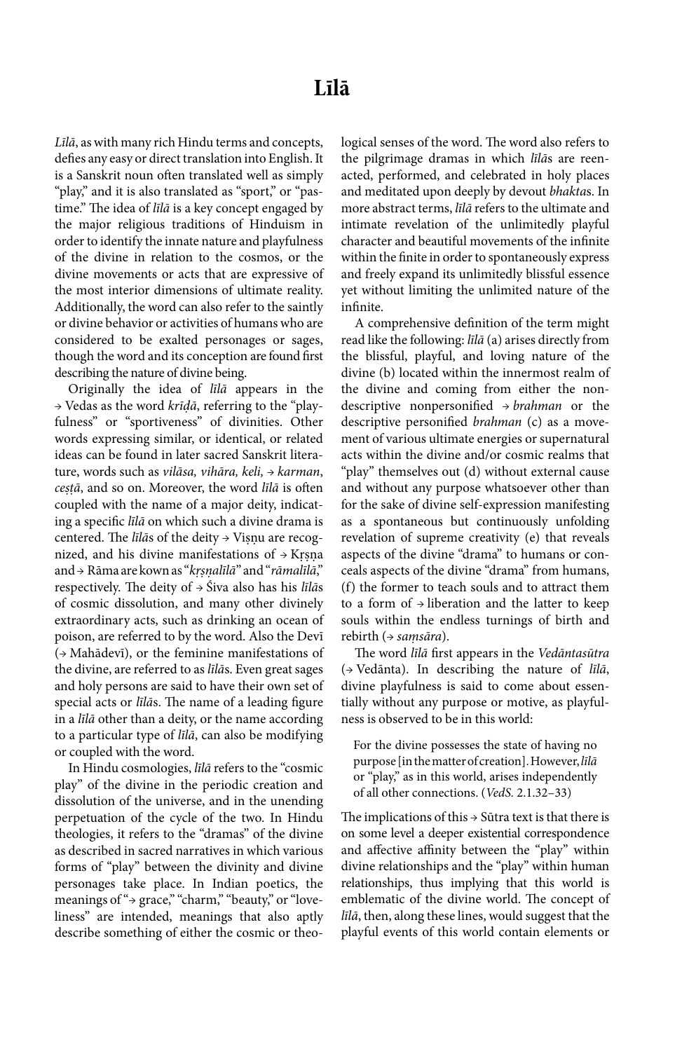# Līlā

*Līlā*, as with many rich Hindu terms and concepts, defies any easy or direct translation into English. It is a Sanskrit noun often translated well as simply "play," and it is also translated as "sport," or "pastime." The idea of *līlā* is a key concept engaged by the major religious traditions of Hinduism in order to identify the innate nature and playfulness of the divine in relation to the cosmos, or the divine movements or acts that are expressive of the most interior dimensions of ultimate reality. Additionally, the word can also refer to the saintly or divine behavior or activities of humans who are considered to be exalted personages or sages, though the word and its conception are found first describing the nature of divine being.

Originally the idea of *līlā* appears in the → Vedas as the word *krīḍā*, referring to the "playfulness" or "sportiveness" of divinities. Other words expressing similar, or identical, or related ideas can be found in later sacred Sanskrit literature, words such as *vilāsa, vihāra, keli,* → *karman*, *ceṣṭā*, and so on. Moreover, the word *līlā* is often coupled with the name of a major deity, indicating a specific *līlā* on which such a divine drama is centered. The *līlā*s of the deity → Viṣṇu are recognized, and his divine manifestations of → Kṛṣṇa and → Rāma are kown as "*kṛṣṇalīlā*" and "*rāmalīlā*," respectively. The deity of → Śiva also has his *līlā*s of cosmic dissolution, and many other divinely extraordinary acts, such as drinking an ocean of poison, are referred to by the word. Also the Devī (→ Mahādevī), or the feminine manifestations of the divine, are referred to as *līlā*s. Even great sages and holy persons are said to have their own set of special acts or *līlā*s. The name of a leading figure in a *līlā* other than a deity, or the name according to a particular type of *līlā*, can also be modifying or coupled with the word.

In Hindu cosmologies, *līlā* refers to the "cosmic play" of the divine in the periodic creation and dissolution of the universe, and in the unending perpetuation of the cycle of the two. In Hindu theologies, it refers to the "dramas" of the divine as described in sacred narratives in which various forms of "play" between the divinity and divine personages take place. In Indian poetics, the meanings of "→ grace," "charm," "beauty," or "loveliness" are intended, meanings that also aptly describe something of either the cosmic or theological senses of the word. The word also refers to the pilgrimage dramas in which *līlā*s are reenacted, performed, and celebrated in holy places and meditated upon deeply by devout *bhakta*s. In more abstract terms, *līlā* refers to the ultimate and intimate revelation of the unlimitedly playful character and beautiful movements of the infinite within the finite in order to spontaneously express and freely expand its unlimitedly blissful essence yet without limiting the unlimited nature of the infinite.

A comprehensive definition of the term might read like the following: *līlā* (a) arises directly from the blissful, playful, and loving nature of the divine (b) located within the innermost realm of the divine and coming from either the non-descriptive nonpersonified → *brahman* or the descriptive personified *brahman* (c) as a movement of various ultimate energies or supernatural acts within the divine and/or cosmic realms that "play" themselves out (d) without external cause and without any purpose whatsoever other than for the sake of divine self-expression manifesting as a spontaneous but continuously unfolding revelation of supreme creativity (e) that reveals aspects of the divine "drama" to humans or conceals aspects of the divine "drama" from humans, (f) the former to teach souls and to attract them to a form of → liberation and the latter to keep souls within the endless turnings of birth and rebirth (→ *saṃsāra*).

The word *līlā* first appears in the *Vedāntasūtra* (→ Vedānta). In describing the nature of *līlā*, divine playfulness is said to come about essentially without any purpose or motive, as playfulness is observed to be in this world:

> For the divine possesses the state of having no purpose [in the matter of creation]. However, *līlā* or "play," as in this world, arises independently of all other connections. (*VedS.* 2.1.32–33)

The implications of this → Sūtra text is that there is on some level a deeper existential correspondence and affective affinity between the "play" within divine relationships and the "play" within human relationships, thus implying that this world is emblematic of the divine world. The concept of *līlā*, then, along these lines, would suggest that the playful events of this world contain elements or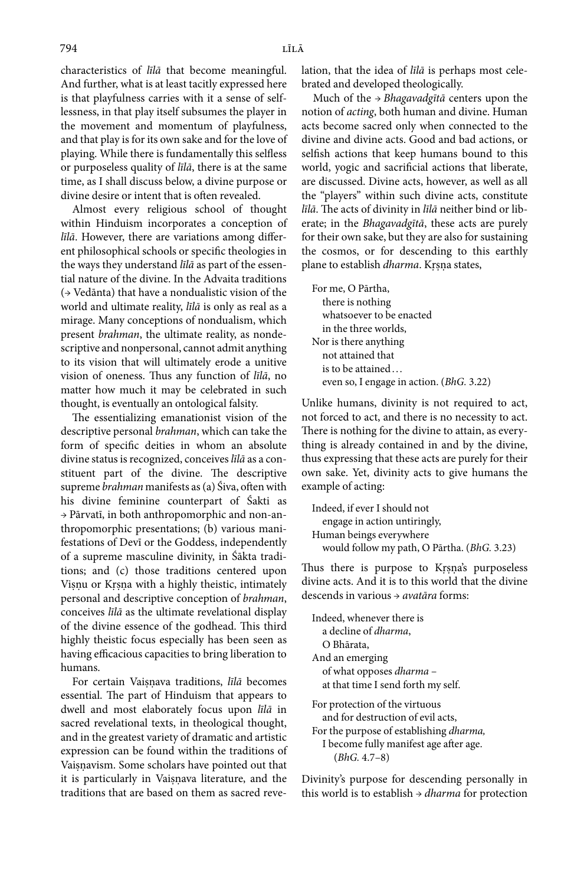characteristics of *līlā* that become meaningful. And further, what is at least tacitly expressed here is that playfulness carries with it a sense of selflessness, in that play itself subsumes the player in the movement and momentum of playfulness, and that play is for its own sake and for the love of playing. While there is fundamentally this selfless or purposeless quality of *līlā*, there is at the same time, as I shall discuss below, a divine purpose or divine desire or intent that is often revealed.

Almost every religious school of thought within Hinduism incorporates a conception of *līlā*. However, there are variations among different philosophical schools or specific theologies in the ways they understand *līlā* as part of the essential nature of the divine. In the Advaita traditions (→ Vedānta) that have a nondualistic vision of the world and ultimate reality, *līlā* is only as real as a mirage. Many conceptions of nondualism, which present *brahman*, the ultimate reality, as nondescriptive and nonpersonal, cannot admit anything to its vision that will ultimately erode a unitive vision of oneness. Thus any function of *līlā*, no matter how much it may be celebrated in such thought, is eventually an ontological falsity.

The essentializing emanationist vision of the descriptive personal *brahman*, which can take the form of specific deities in whom an absolute divine status is recognized, conceives *līlā* as a constituent part of the divine. The descriptive supreme *brahman* manifests as (a) Śiva, often with his divine feminine counterpart of Śakti as → Pārvatī, in both anthropomorphic and non-anthropomorphic presentations; (b) various manifestations of Devī or the Goddess, independently of a supreme masculine divinity, in Śākta traditions; and (c) those traditions centered upon Viṣṇu or Kṛṣṇa with a highly theistic, intimately personal and descriptive conception of *brahman*, conceives *līlā* as the ultimate revelational display of the divine essence of the godhead. This third highly theistic focus especially has been seen as having efficacious capacities to bring liberation to humans.

For certain Vaiṣṇava traditions, *līlā* becomes essential. The part of Hinduism that appears to dwell and most elaborately focus upon *līlā* in sacred revelational texts, in theological thought, and in the greatest variety of dramatic and artistic expression can be found within the traditions of Vaiṣṇavism. Some scholars have pointed out that it is particularly in Vaiṣṇava literature, and the traditions that are based on them as sacred revelation, that the idea of *līlā* is perhaps most celebrated and developed theologically.

Much of the → *Bhagavadgītā* centers upon the notion of *acting*, both human and divine. Human acts become sacred only when connected to the divine and divine acts. Good and bad actions, or selfish actions that keep humans bound to this world, yogic and sacrificial actions that liberate, are discussed. Divine acts, however, as well as all the "players" within such divine acts, constitute *līlā*. The acts of divinity in *līlā* neither bind or liberate; in the *Bhagavadgītā*, these acts are purely for their own sake, but they are also for sustaining the cosmos, or for descending to this earthly plane to establish *dharma*. Kṛṣṇa states,

> For me, O Pārtha,
> there is nothing
> whatsoever to be enacted
> in the three worlds,
> Nor is there anything
> not attained that
> is to be attained . . .
> even so, I engage in action. (*BhG.* 3.22)

Unlike humans, divinity is not required to act, not forced to act, and there is no necessity to act. There is nothing for the divine to attain, as everything is already contained in and by the divine, thus expressing that these acts are purely for their own sake. Yet, divinity acts to give humans the example of acting:

> Indeed, if ever I should not
> engage in action untiringly,
> Human beings everywhere
> would follow my path, O Pārtha. (*BhG.* 3.23)

Thus there is purpose to Kṛṣṇa's purposeless divine acts. And it is to this world that the divine descends in various → *avatāra* forms:

> Indeed, whenever there is
> a decline of *dharma*,
> O Bhārata,
> And an emerging
> of what opposes *dharma* –
> at that time I send forth my self.
>
> For protection of the virtuous
> and for destruction of evil acts,
> For the purpose of establishing *dharma,*
> I become fully manifest age after age.
> (*BhG.* 4.7–8)

Divinity's purpose for descending personally in this world is to establish → *dharma* for protection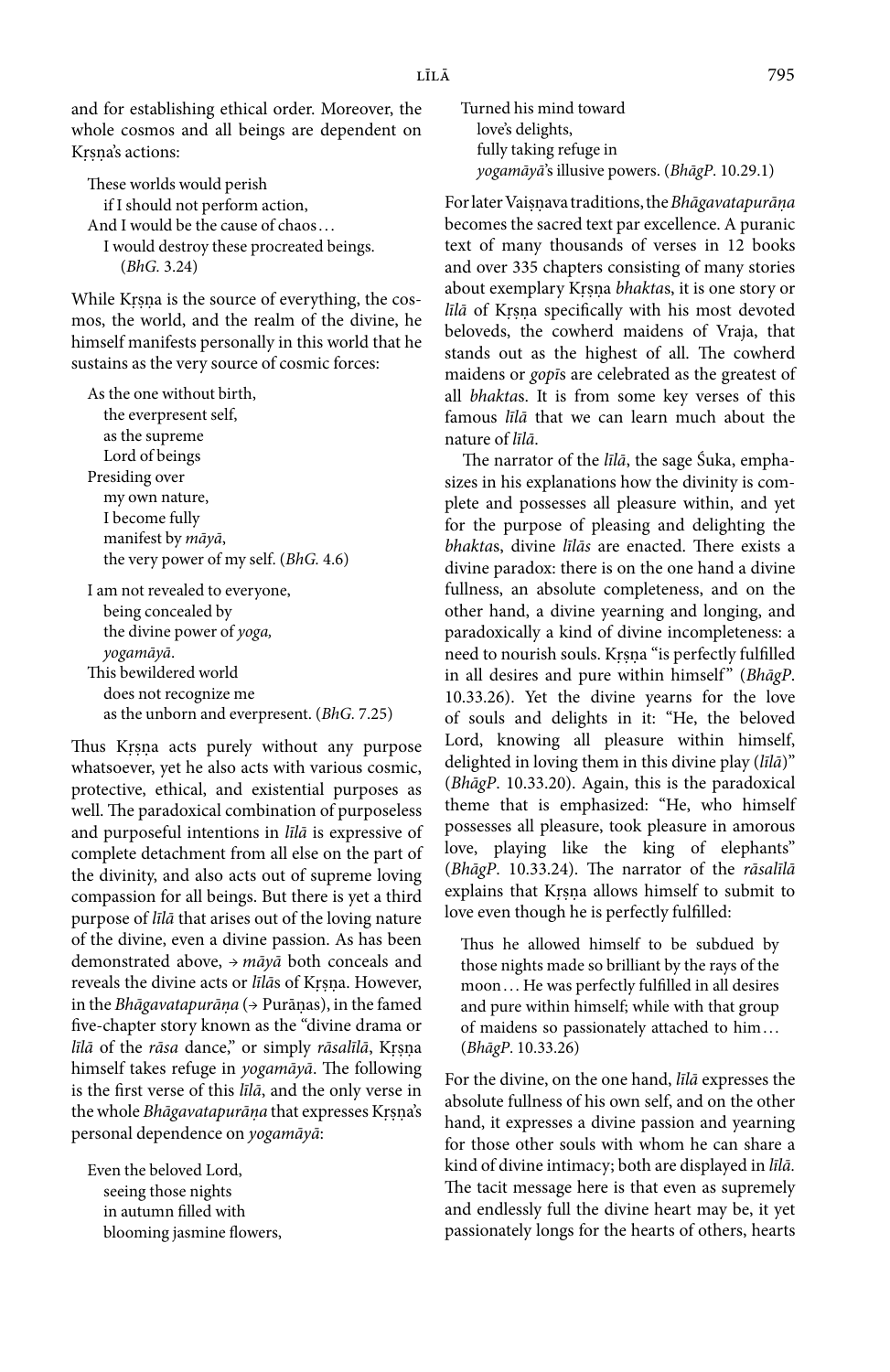and for establishing ethical order. Moreover, the whole cosmos and all beings are dependent on Kṛṣṇa's actions:

> These worlds would perish
> if I should not perform action,
> And I would be the cause of chaos…
> I would destroy these procreated beings.
> (*BhG.* 3.24)

While Kṛṣṇa is the source of everything, the cosmos, the world, and the realm of the divine, he himself manifests personally in this world that he sustains as the very source of cosmic forces:

> As the one without birth,
> the everpresent self,
> as the supreme
> Lord of beings
> Presiding over
> my own nature,
> I become fully
> manifest by *māyā*,
> the very power of my self. (*BhG.* 4.6)

> I am not revealed to everyone,
> being concealed by
> the divine power of *yoga,*
> *yogamāyā*.
> This bewildered world
> does not recognize me
> as the unborn and everpresent. (*BhG.* 7.25)

Thus Kṛṣṇa acts purely without any purpose whatsoever, yet he also acts with various cosmic, protective, ethical, and existential purposes as well. The paradoxical combination of purposeless and purposeful intentions in *līlā* is expressive of complete detachment from all else on the part of the divinity, and also acts out of supreme loving compassion for all beings. But there is yet a third purpose of *līlā* that arises out of the loving nature of the divine, even a divine passion. As has been demonstrated above, → *māyā* both conceals and reveals the divine acts or *līlā*s of Kṛṣṇa. However, in the *Bhāgavatapurāṇa* (→ Purāṇas), in the famed five-chapter story known as the "divine drama or *līlā* of the *rāsa* dance," or simply *rāsalīlā*, Kṛṣṇa himself takes refuge in *yogamāyā*. The following is the first verse of this *līlā*, and the only verse in the whole *Bhāgavatapurāṇa* that expresses Kṛṣṇa's personal dependence on *yogamāyā*:

> Even the beloved Lord,
> seeing those nights
> in autumn filled with
> blooming jasmine flowers,
> Turned his mind toward
> love's delights,
> fully taking refuge in
> *yogamāyā*'s illusive powers. (*BhāgP.* 10.29.1)

For later Vaiṣṇava traditions, the *Bhāgavatapurāṇa* becomes the sacred text par excellence. A puranic text of many thousands of verses in 12 books and over 335 chapters consisting of many stories about exemplary Kṛṣṇa *bhakta*s, it is one story or *līlā* of Kṛṣṇa specifically with his most devoted beloveds, the cowherd maidens of Vraja, that stands out as the highest of all. The cowherd maidens or *gopī*s are celebrated as the greatest of all *bhakta*s. It is from some key verses of this famous *līlā* that we can learn much about the nature of *līlā*.

The narrator of the *līlā*, the sage Śuka, emphasizes in his explanations how the divinity is complete and possesses all pleasure within, and yet for the purpose of pleasing and delighting the *bhakta*s, divine *līlās* are enacted. There exists a divine paradox: there is on the one hand a divine fullness, an absolute completeness, and on the other hand, a divine yearning and longing, and paradoxically a kind of divine incompleteness: a need to nourish souls. Kṛṣṇa "is perfectly fulfilled in all desires and pure within himself" (*BhāgP.* 10.33.26). Yet the divine yearns for the love of souls and delights in it: "He, the beloved Lord, knowing all pleasure within himself, delighted in loving them in this divine play (*līlā*)" (*BhāgP.* 10.33.20). Again, this is the paradoxical theme that is emphasized: "He, who himself possesses all pleasure, took pleasure in amorous love, playing like the king of elephants" (*BhāgP.* 10.33.24). The narrator of the *rāsalīlā* explains that Kṛṣṇa allows himself to submit to love even though he is perfectly fulfilled:

> Thus he allowed himself to be subdued by those nights made so brilliant by the rays of the moon… He was perfectly fulfilled in all desires and pure within himself; while with that group of maidens so passionately attached to him… (*BhāgP.* 10.33.26)

For the divine, on the one hand, *līlā* expresses the absolute fullness of his own self, and on the other hand, it expresses a divine passion and yearning for those other souls with whom he can share a kind of divine intimacy; both are displayed in *līlā.* The tacit message here is that even as supremely and endlessly full the divine heart may be, it yet passionately longs for the hearts of others, hearts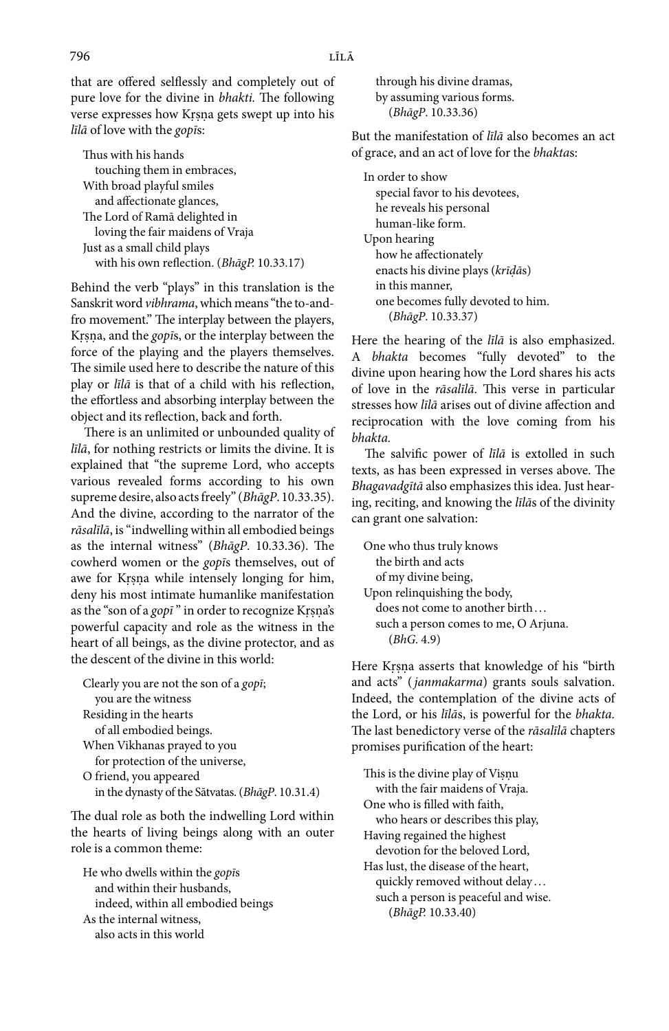that are offered selflessly and completely out of pure love for the divine in *bhakti*. The following verse expresses how Kṛṣṇa gets swept up into his *līlā* of love with the *gopī*s:

> Thus with his hands
> touching them in embraces,
> With broad playful smiles
> and affectionate glances,
> The Lord of Ramā delighted in
> loving the fair maidens of Vraja
> Just as a small child plays
> with his own reflection. (*BhāgP.* 10.33.17)

Behind the verb "plays" in this translation is the Sanskrit word *vibhrama*, which means "the to-and-fro movement." The interplay between the players, Kṛṣṇa, and the *gopī*s, or the interplay between the force of the playing and the players themselves. The simile used here to describe the nature of this play or *līlā* is that of a child with his reflection, the effortless and absorbing interplay between the object and its reflection, back and forth.

There is an unlimited or unbounded quality of *līlā*, for nothing restricts or limits the divine. It is explained that "the supreme Lord, who accepts various revealed forms according to his own supreme desire, also acts freely" (*BhāgP.* 10.33.35). And the divine, according to the narrator of the *rāsalīlā*, is "indwelling within all embodied beings as the internal witness" (*BhāgP.* 10.33.36). The cowherd women or the *gopī*s themselves, out of awe for Kṛṣṇa while intensely longing for him, deny his most intimate humanlike manifestation as the "son of a *gopī*" in order to recognize Kṛṣṇa's powerful capacity and role as the witness in the heart of all beings, as the divine protector, and as the descent of the divine in this world:

> Clearly you are not the son of a *gopī*;
> you are the witness
> Residing in the hearts
> of all embodied beings.
> When Vikhanas prayed to you
> for protection of the universe,
> O friend, you appeared
> in the dynasty of the Sātvatas. (*BhāgP.* 10.31.4)

The dual role as both the indwelling Lord within the hearts of living beings along with an outer role is a common theme:

> He who dwells within the *gopī*s
> and within their husbands,
> indeed, within all embodied beings
> As the internal witness,
> also acts in this world
> through his divine dramas,
> by assuming various forms.
> (*BhāgP.* 10.33.36)

But the manifestation of *līlā* also becomes an act of grace, and an act of love for the *bhakta*s:

> In order to show
> special favor to his devotees,
> he reveals his personal
> human-like form.
> Upon hearing
> how he affectionately
> enacts his divine plays (*krīḍā*s)
> in this manner,
> one becomes fully devoted to him.
> (*BhāgP.* 10.33.37)

Here the hearing of the *līlā* is also emphasized. A *bhakta* becomes "fully devoted" to the divine upon hearing how the Lord shares his acts of love in the *rāsalīlā*. This verse in particular stresses how *līlā* arises out of divine affection and reciprocation with the love coming from his *bhakta*.

The salvific power of *līlā* is extolled in such texts, as has been expressed in verses above. The *Bhagavadgītā* also emphasizes this idea. Just hearing, reciting, and knowing the *līlā*s of the divinity can grant one salvation:

> One who thus truly knows
> the birth and acts
> of my divine being,
> Upon relinquishing the body,
> does not come to another birth…
> such a person comes to me, O Arjuna.
> (*BhG.* 4.9)

Here Kṛṣṇa asserts that knowledge of his "birth and acts" (*janmakarma*) grants souls salvation. Indeed, the contemplation of the divine acts of the Lord, or his *līlā*s, is powerful for the *bhakta*. The last benedictory verse of the *rāsalīlā* chapters promises purification of the heart:

> This is the divine play of Viṣṇu
> with the fair maidens of Vraja.
> One who is filled with faith,
> who hears or describes this play,
> Having regained the highest
> devotion for the beloved Lord,
> Has lust, the disease of the heart,
> quickly removed without delay…
> such a person is peaceful and wise.
> (*BhāgP.* 10.33.40)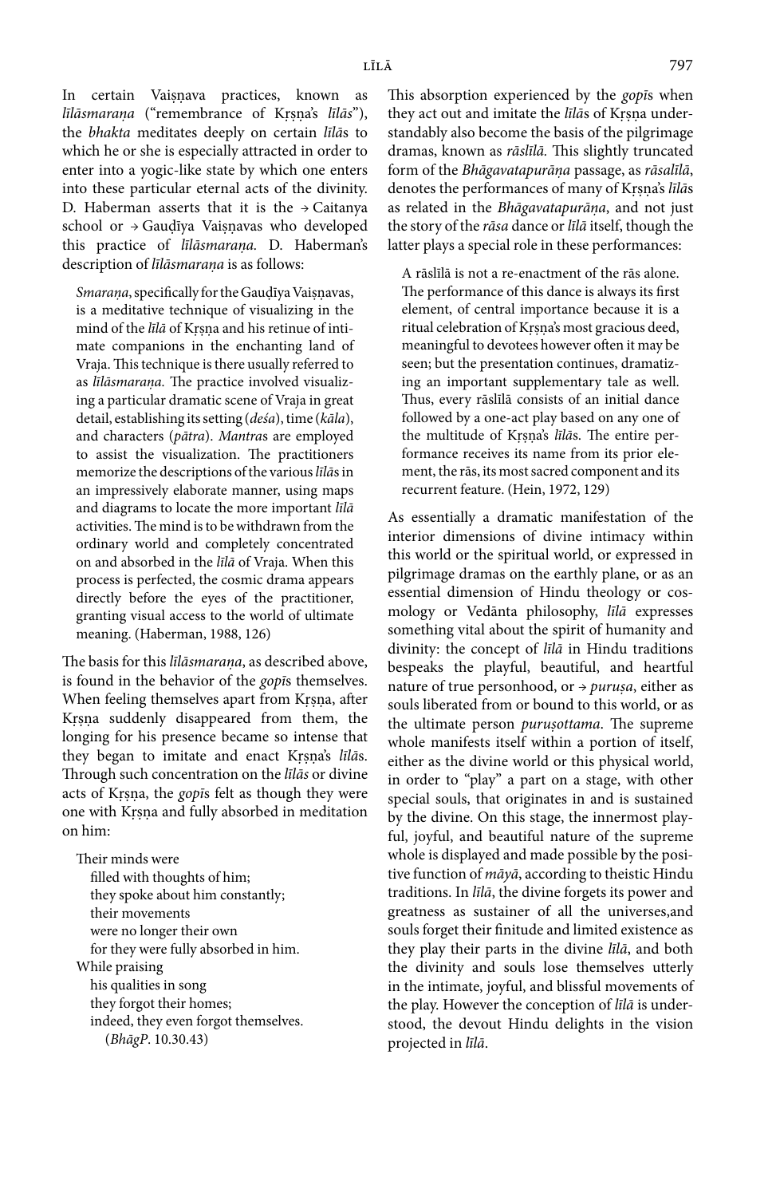In certain Vaiṣṇava practices, known as *līlāsmaraṇa* ("remembrance of Kṛṣṇa's *līlās*"), the *bhakta* meditates deeply on certain *līlā*s to which he or she is especially attracted in order to enter into a yogic-like state by which one enters into these particular eternal acts of the divinity. D. Haberman asserts that it is the → Caitanya school or → Gauḍīya Vaiṣṇavas who developed this practice of *līlāsmaraṇa.* D. Haberman's description of *līlāsmaraṇa* is as follows:

> *Smaraṇa*, specifically for the Gauḍīya Vaiṣṇavas, is a meditative technique of visualizing in the mind of the *līlā* of Kṛṣṇa and his retinue of intimate companions in the enchanting land of Vraja. This technique is there usually referred to as *līlāsmaraṇa.* The practice involved visualizing a particular dramatic scene of Vraja in great detail, establishing its setting (*deśa*), time (*kāla*), and characters (*pātra*). *Mantra*s are employed to assist the visualization. The practitioners memorize the descriptions of the various *līlā*s in an impressively elaborate manner, using maps and diagrams to locate the more important *līlā* activities. The mind is to be withdrawn from the ordinary world and completely concentrated on and absorbed in the *līlā* of Vraja. When this process is perfected, the cosmic drama appears directly before the eyes of the practitioner, granting visual access to the world of ultimate meaning. (Haberman, 1988, 126)

The basis for this *līlāsmaraṇa*, as described above, is found in the behavior of the *gopī*s themselves. When feeling themselves apart from Kṛṣṇa, after Kṛṣṇa suddenly disappeared from them, the longing for his presence became so intense that they began to imitate and enact Kṛṣṇa's *līlā*s. Through such concentration on the *līlās* or divine acts of Kṛṣṇa, the *gopī*s felt as though they were one with Kṛṣṇa and fully absorbed in meditation on him:

> Their minds were
> filled with thoughts of him;
> they spoke about him constantly;
> their movements
> were no longer their own
> for they were fully absorbed in him.
> While praising
> his qualities in song
> they forgot their homes;
> indeed, they even forgot themselves.
> (*BhāgP*. 10.30.43)

This absorption experienced by the *gopī*s when they act out and imitate the *līlā*s of Kṛṣṇa understandably also become the basis of the pilgrimage dramas, known as *rāslīlā.* This slightly truncated form of the *Bhāgavatapurāṇa* passage, as *rāsalīlā*, denotes the performances of many of Kṛṣṇa's *līlā*s as related in the *Bhāgavatapurāṇa*, and not just the story of the *rāsa* dance or *līlā* itself, though the latter plays a special role in these performances:

> A rāslīlā is not a re-enactment of the rās alone. The performance of this dance is always its first element, of central importance because it is a ritual celebration of Kṛṣṇa's most gracious deed, meaningful to devotees however often it may be seen; but the presentation continues, dramatizing an important supplementary tale as well. Thus, every rāslīlā consists of an initial dance followed by a one-act play based on any one of the multitude of Kṛṣṇa's *līlā*s. The entire performance receives its name from its prior element, the rās, its most sacred component and its recurrent feature. (Hein, 1972, 129)

As essentially a dramatic manifestation of the interior dimensions of divine intimacy within this world or the spiritual world, or expressed in pilgrimage dramas on the earthly plane, or as an essential dimension of Hindu theology or cosmology or Vedānta philosophy, *līlā* expresses something vital about the spirit of humanity and divinity: the concept of *līlā* in Hindu traditions bespeaks the playful, beautiful, and heartful nature of true personhood, or → *puruṣa*, either as souls liberated from or bound to this world, or as the ultimate person *puruṣottama*. The supreme whole manifests itself within a portion of itself, either as the divine world or this physical world, in order to "play" a part on a stage, with other special souls, that originates in and is sustained by the divine. On this stage, the innermost playful, joyful, and beautiful nature of the supreme whole is displayed and made possible by the positive function of *māyā*, according to theistic Hindu traditions. In *līlā*, the divine forgets its power and greatness as sustainer of all the universes,and souls forget their finitude and limited existence as they play their parts in the divine *līlā*, and both the divinity and souls lose themselves utterly in the intimate, joyful, and blissful movements of the play. However the conception of *līlā* is understood, the devout Hindu delights in the vision projected in *līlā*.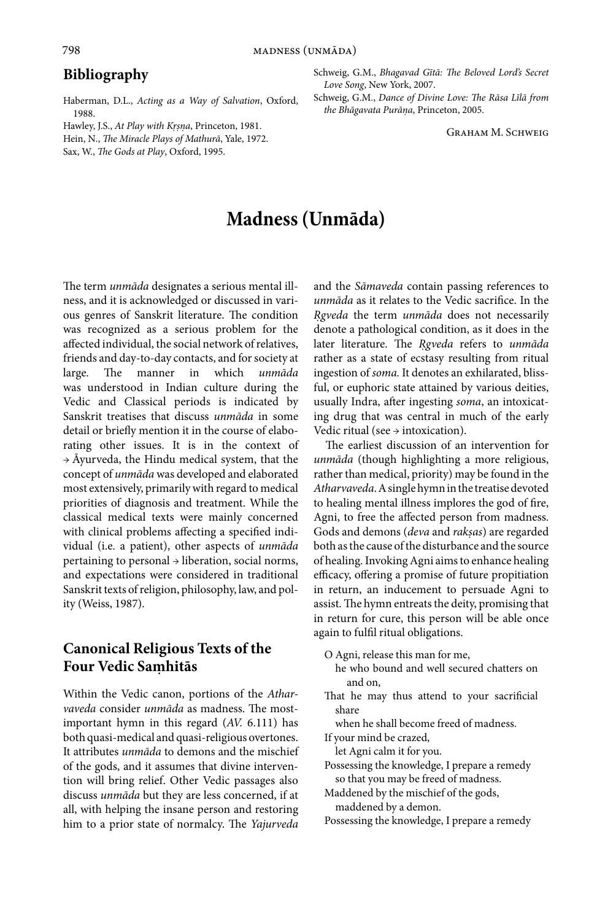## Bibliography

Haberman, D.L., *Acting as a Way of Salvation*, Oxford, 1988.

Hawley, J.S., *At Play with Kṛṣṇa*, Princeton, 1981.

Hein, N., *The Miracle Plays of Mathurā*, Yale, 1972.

Sax, W., *The Gods at Play*, Oxford, 1995.

Schweig, G.M., *Bhagavad Gītā: The Beloved Lord's Secret Love Song*, New York, 2007.

Schweig, G.M., *Dance of Divine Love: The Rāsa Līlā from the Bhāgavata Purāṇa*, Princeton, 2005.

Graham M. Schweig

# Madness (Unmāda)

The term *unmāda* designates a serious mental illness, and it is acknowledged or discussed in various genres of Sanskrit literature. The condition was recognized as a serious problem for the affected individual, the social network of relatives, friends and day-to-day contacts, and for society at large. The manner in which *unmāda* was understood in Indian culture during the Vedic and Classical periods is indicated by Sanskrit treatises that discuss *unmāda* in some detail or briefly mention it in the course of elaborating other issues. It is in the context of → Āyurveda, the Hindu medical system, that the concept of *unmāda* was developed and elaborated most extensively, primarily with regard to medical priorities of diagnosis and treatment. While the classical medical texts were mainly concerned with clinical problems affecting a specified individual (i.e. a patient), other aspects of *unmāda* pertaining to personal → liberation, social norms, and expectations were considered in traditional Sanskrit texts of religion, philosophy, law, and polity (Weiss, 1987).

## Canonical Religious Texts of the Four Vedic Saṃhitās

Within the Vedic canon, portions of the *Atharvaveda* consider *unmāda* as madness. The most-important hymn in this regard (*AV.* 6.111) has both quasi-medical and quasi-religious overtones. It attributes *unmāda* to demons and the mischief of the gods, and it assumes that divine intervention will bring relief. Other Vedic passages also discuss *unmāda* but they are less concerned, if at all, with helping the insane person and restoring him to a prior state of normalcy. The *Yajurveda* and the *Sāmaveda* contain passing references to *unmāda* as it relates to the Vedic sacrifice. In the *Ṛgveda* the term *unmāda* does not necessarily denote a pathological condition, as it does in the later literature. The *Ṛgveda* refers to *unmāda* rather as a state of ecstasy resulting from ritual ingestion of *soma*. It denotes an exhilarated, blissful, or euphoric state attained by various deities, usually Indra, after ingesting *soma*, an intoxicating drug that was central in much of the early Vedic ritual (see → intoxication).

The earliest discussion of an intervention for *unmāda* (though highlighting a more religious, rather than medical, priority) may be found in the *Atharvaveda*. A single hymn in the treatise devoted to healing mental illness implores the god of fire, Agni, to free the affected person from madness. Gods and demons (*deva* and *rakṣas*) are regarded both as the cause of the disturbance and the source of healing. Invoking Agni aims to enhance healing efficacy, offering a promise of future propitiation in return, an inducement to persuade Agni to assist. The hymn entreats the deity, promising that in return for cure, this person will be able once again to fulfil ritual obligations.

O Agni, release this man for me,
  he who bound and well secured chatters on and on,
That he may thus attend to your sacrificial share
  when he shall become freed of madness.
If your mind be crazed,
  let Agni calm it for you.
Possessing the knowledge, I prepare a remedy
  so that you may be freed of madness.
Maddened by the mischief of the gods,
  maddened by a demon.
Possessing the knowledge, I prepare a remedy